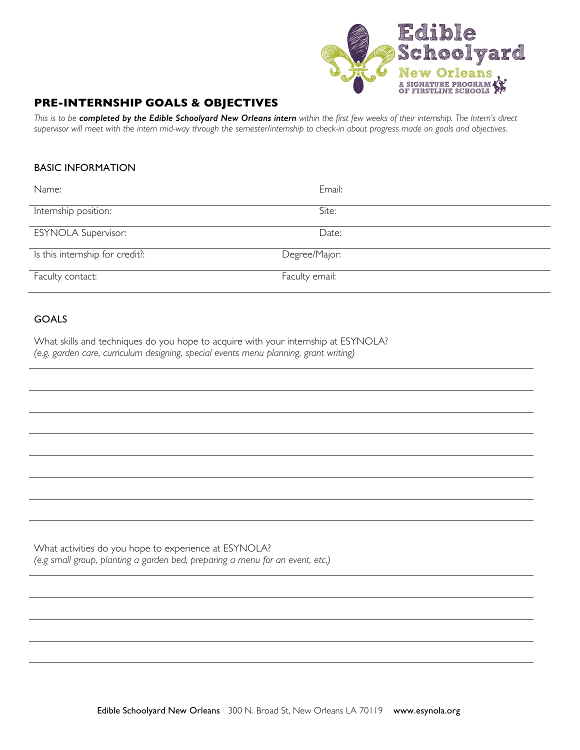Edible Schoolyard New Orleans
A SIGNATURE PROGRAM OF FIRSTLINE SCHOOLS

## PRE-INTERNSHIP GOALS & OBJECTIVES

*This is to be **completed by the Edible Schoolyard New Orleans intern** within the first few weeks of their internship. The Intern's direct supervisor will meet with the intern mid-way through the semester/internship to check-in about progress made on goals and objectives.*

### BASIC INFORMATION

| | |
|---|---|
| Name: | Email: |
| Internship position: | Site: |
| ESYNOLA Supervisor: | Date: |
| Is this internship for credit?: | Degree/Major: |
| Faculty contact: | Faculty email: |

### GOALS

What skills and techniques do you hope to acquire with your internship at ESYNOLA?
*(e.g. garden care, curriculum designing, special events menu planning, grant writing)*

What activities do you hope to experience at ESYNOLA?
*(e.g small group, planting a garden bed, preparing a menu for an event, etc.)*

**Edible Schoolyard New Orleans** 300 N. Broad St, New Orleans LA 70119 **www.esynola.org**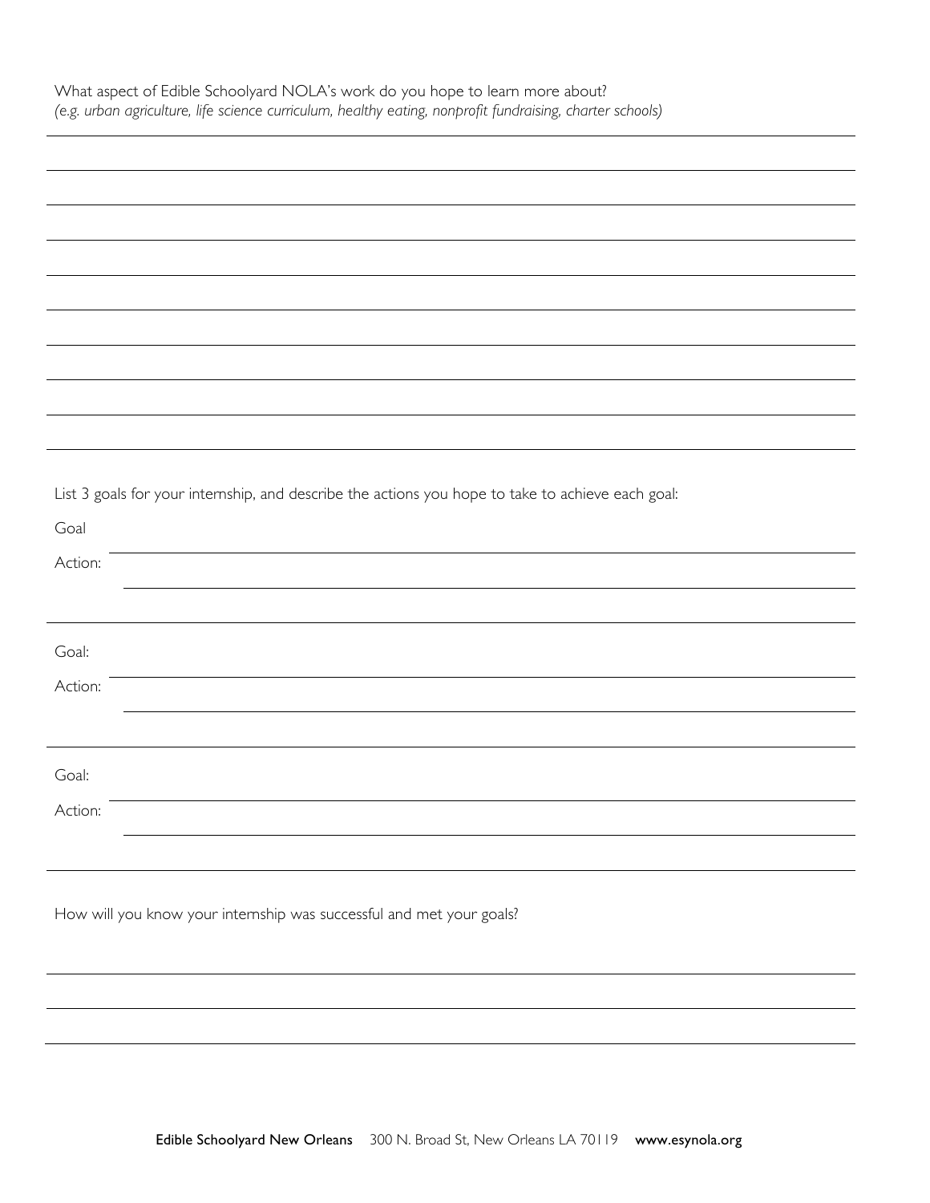What aspect of Edible Schoolyard NOLA's work do you hope to learn more about?
*(e.g. urban agriculture, life science curriculum, healthy eating, nonprofit fundraising, charter schools)*

List 3 goals for your internship, and describe the actions you hope to take to achieve each goal:

Goal

Action:

Goal:

Action:

Goal:

Action:

How will you know your internship was successful and met your goals?

**Edible Schoolyard New Orleans** 300 N. Broad St, New Orleans LA 70119 **www.esynola.org**